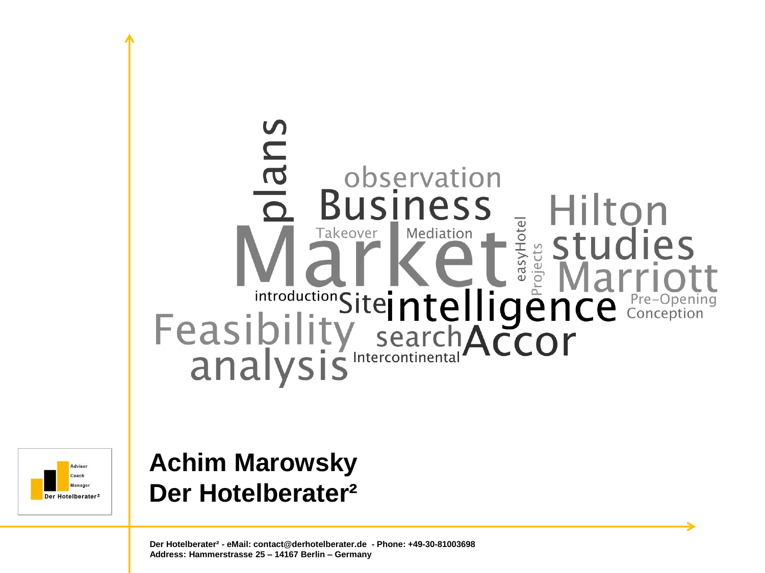plans observation Business Hilton Takeover Mediation easyHotel Projects Market studies Marriott introduction Site intelligence Pre-Opening Conception Feasibility search Accor analysis Intercontinental

Advisor
Coach
Manager
Der Hotelberater²

**Achim Marowsky**
**Der Hotelberater²**

**Der Hotelberater² - eMail: contact@derhotelberater.de - Phone: +49-30-81003698**
**Address: Hammerstrasse 25 – 14167 Berlin – Germany**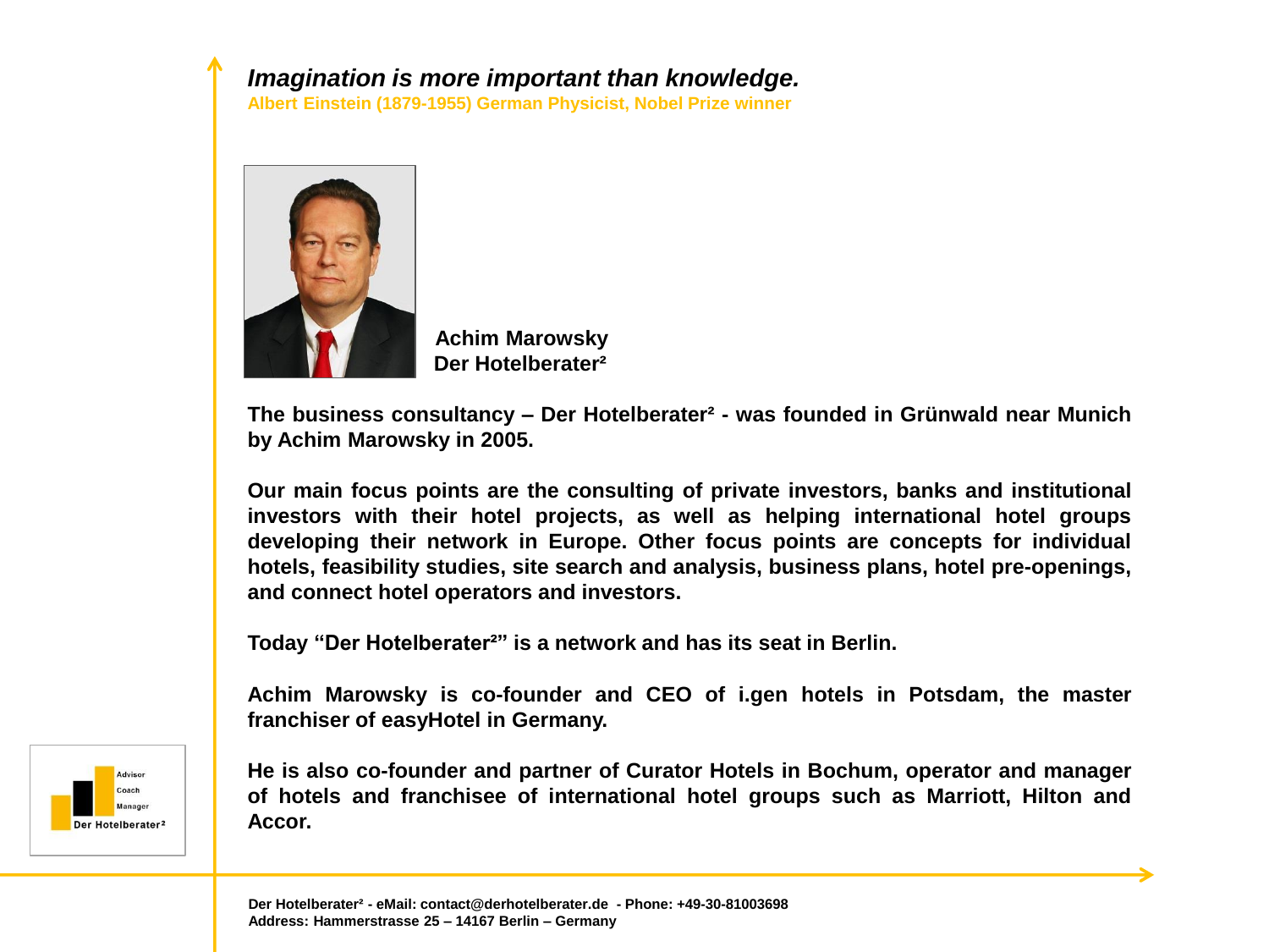***Imagination is more important than knowledge.***
**Albert Einstein (1879-1955) German Physicist, Nobel Prize winner**

**Achim Marowsky**
**Der Hotelberater²**

**The business consultancy – Der Hotelberater² - was founded in Grünwald near Munich by Achim Marowsky in 2005.**

**Our main focus points are the consulting of private investors, banks and institutional investors with their hotel projects, as well as helping international hotel groups developing their network in Europe. Other focus points are concepts for individual hotels, feasibility studies, site search and analysis, business plans, hotel pre-openings, and connect hotel operators and investors.**

**Today "Der Hotelberater²" is a network and has its seat in Berlin.**

**Achim Marowsky is co-founder and CEO of i.gen hotels in Potsdam, the master franchiser of easyHotel in Germany.**

**He is also co-founder and partner of Curator Hotels in Bochum, operator and manager of hotels and franchisee of international hotel groups such as Marriott, Hilton and Accor.**

Advisor
Coach
Manager
Der Hotelberater²

**Der Hotelberater² - eMail: contact@derhotelberater.de - Phone: +49-30-81003698**
**Address: Hammerstrasse 25 – 14167 Berlin – Germany**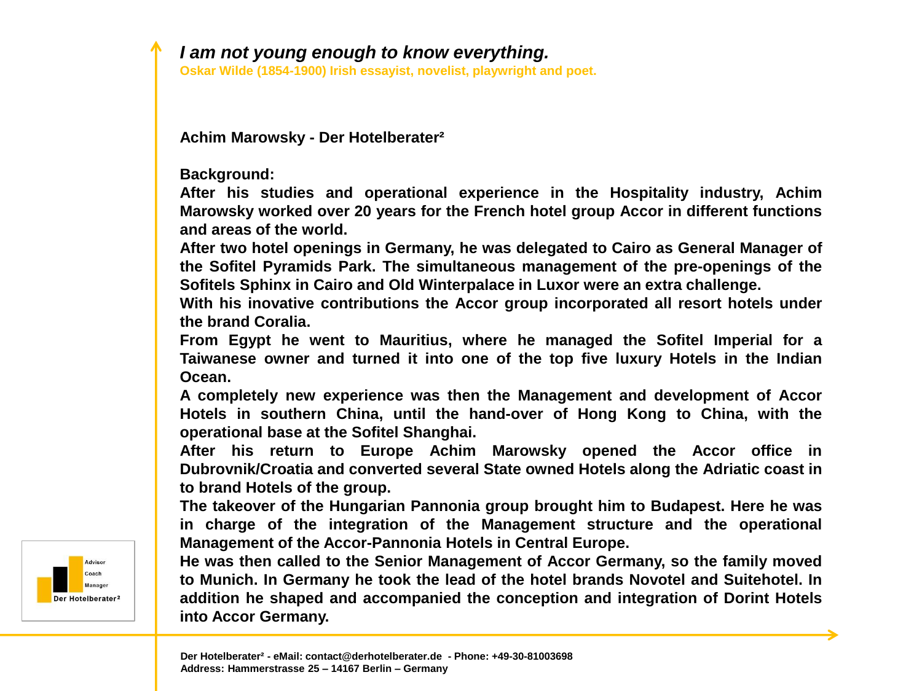*I am not young enough to know everything.*

**Oskar Wilde (1854-1900) Irish essayist, novelist, playwright and poet.**

**Achim Marowsky - Der Hotelberater²**

**Background:**

**After his studies and operational experience in the Hospitality industry, Achim Marowsky worked over 20 years for the French hotel group Accor in different functions and areas of the world.**

**After two hotel openings in Germany, he was delegated to Cairo as General Manager of the Sofitel Pyramids Park. The simultaneous management of the pre-openings of the Sofitels Sphinx in Cairo and Old Winterpalace in Luxor were an extra challenge.**

**With his inovative contributions the Accor group incorporated all resort hotels under the brand Coralia.**

**From Egypt he went to Mauritius, where he managed the Sofitel Imperial for a Taiwanese owner and turned it into one of the top five luxury Hotels in the Indian Ocean.**

**A completely new experience was then the Management and development of Accor Hotels in southern China, until the hand-over of Hong Kong to China, with the operational base at the Sofitel Shanghai.**

**After his return to Europe Achim Marowsky opened the Accor office in Dubrovnik/Croatia and converted several State owned Hotels along the Adriatic coast in to brand Hotels of the group.**

**The takeover of the Hungarian Pannonia group brought him to Budapest. Here he was in charge of the integration of the Management structure and the operational Management of the Accor-Pannonia Hotels in Central Europe.**

**He was then called to the Senior Management of Accor Germany, so the family moved to Munich. In Germany he took the lead of the hotel brands Novotel and Suitehotel. In addition he shaped and accompanied the conception and integration of Dorint Hotels into Accor Germany.**

Advisor
Coach
Manager
Der Hotelberater²

**Der Hotelberater² - eMail: contact@derhotelberater.de - Phone: +49-30-81003698**
**Address: Hammerstrasse 25 – 14167 Berlin – Germany**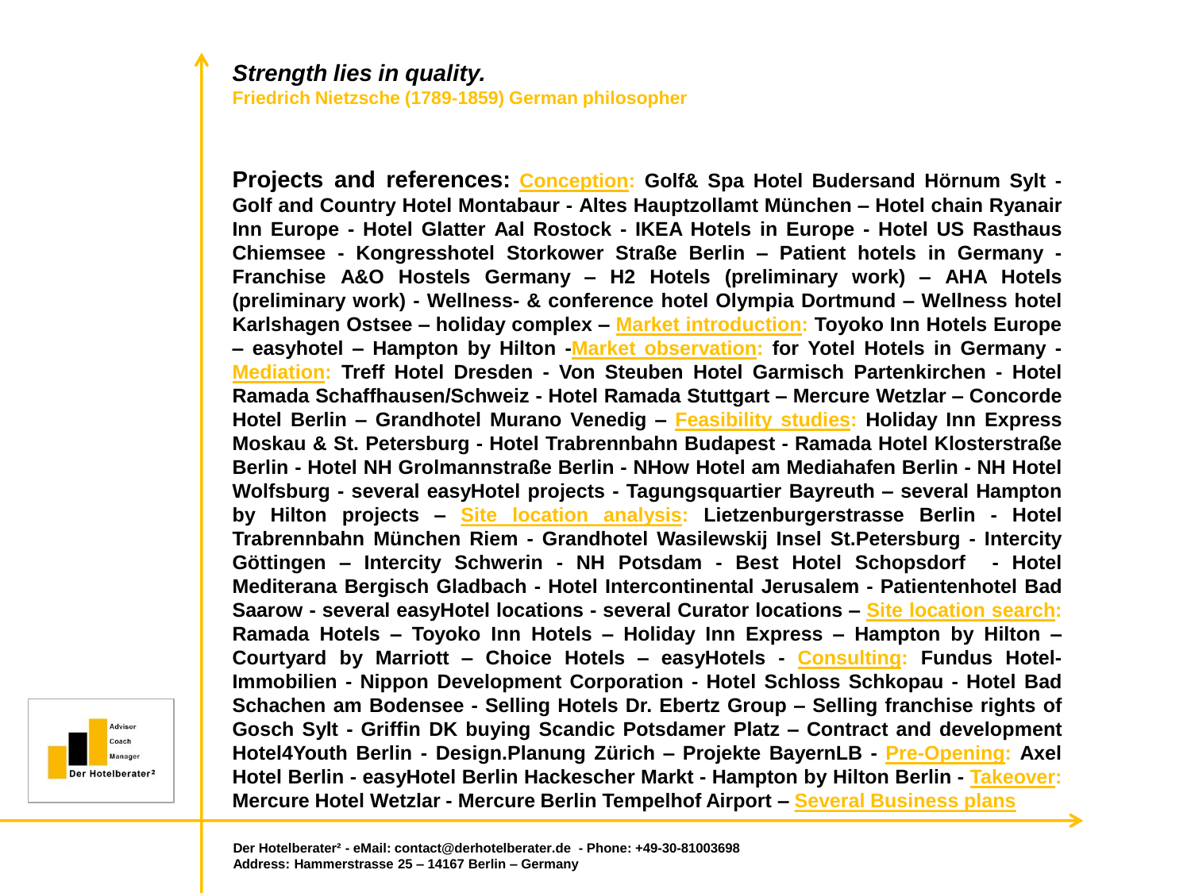*Strength lies in quality.*
**Friedrich Nietzsche (1789-1859) German philosopher**

**Projects and references: Conception: Golf& Spa Hotel Budersand Hörnum Sylt - Golf and Country Hotel Montabaur - Altes Hauptzollamt München – Hotel chain Ryanair Inn Europe - Hotel Glatter Aal Rostock - IKEA Hotels in Europe - Hotel US Rasthaus Chiemsee - Kongresshotel Storkower Straße Berlin – Patient hotels in Germany - Franchise A&O Hostels Germany – H2 Hotels (preliminary work) – AHA Hotels (preliminary work) - Wellness- & conference hotel Olympia Dortmund – Wellness hotel Karlshagen Ostsee – holiday complex – Market introduction: Toyoko Inn Hotels Europe – easyhotel – Hampton by Hilton -Market observation: for Yotel Hotels in Germany - Mediation: Treff Hotel Dresden - Von Steuben Hotel Garmisch Partenkirchen - Hotel Ramada Schaffhausen/Schweiz - Hotel Ramada Stuttgart – Mercure Wetzlar – Concorde Hotel Berlin – Grandhotel Murano Venedig – Feasibility studies: Holiday Inn Express Moskau & St. Petersburg - Hotel Trabrennbahn Budapest - Ramada Hotel Klosterstraße Berlin - Hotel NH Grolmannstraße Berlin - NHow Hotel am Mediahafen Berlin - NH Hotel Wolfsburg - several easyHotel projects - Tagungsquartier Bayreuth – several Hampton by Hilton projects – Site location analysis: Lietzenburgerstrasse Berlin - Hotel Trabrennbahn München Riem - Grandhotel Wasilewskij Insel St.Petersburg - Intercity Göttingen – Intercity Schwerin - NH Potsdam - Best Hotel Schopsdorf - Hotel Mediterana Bergisch Gladbach - Hotel Intercontinental Jerusalem - Patientenhotel Bad Saarow - several easyHotel locations - several Curator locations – Site location search: Ramada Hotels – Toyoko Inn Hotels – Holiday Inn Express – Hampton by Hilton – Courtyard by Marriott – Choice Hotels – easyHotels - Consulting: Fundus Hotel-Immobilien - Nippon Development Corporation - Hotel Schloss Schkopau - Hotel Bad Schachen am Bodensee - Selling Hotels Dr. Ebertz Group – Selling franchise rights of Gosch Sylt - Griffin DK buying Scandic Potsdamer Platz – Contract and development Hotel4Youth Berlin - Design.Planung Zürich – Projekte BayernLB - Pre-Opening: Axel Hotel Berlin - easyHotel Berlin Hackescher Markt - Hampton by Hilton Berlin - Takeover: Mercure Hotel Wetzlar - Mercure Berlin Tempelhof Airport – Several Business plans**

Advisor
Coach
Manager
Der Hotelberater²

**Der Hotelberater² - eMail: contact@derhotelberater.de - Phone: +49-30-81003698**
**Address: Hammerstrasse 25 – 14167 Berlin – Germany**